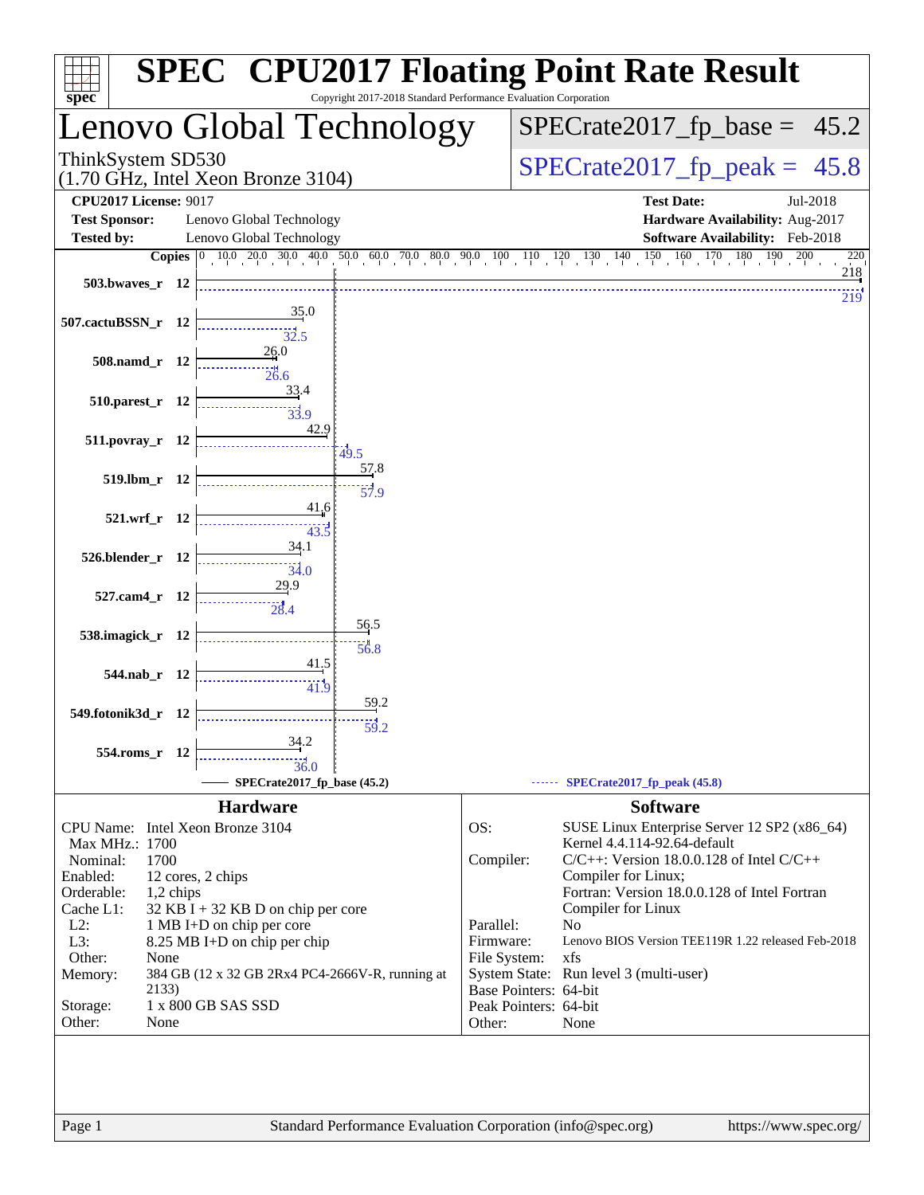# SPEC CPU2017 Floating Point Rate Result

Copyright 2017-2018 Standard Performance Evaluation Corporation

## Lenovo Global Technology

ThinkSystem SD530
(1.70 GHz, Intel Xeon Bronze 3104)

SPECrate2017_fp_base = 45.2

SPECrate2017_fp_peak = 45.8

| | | | |
|---|---|---|---|
| **CPU2017 License:** | 9017 | **Test Date:** | Jul-2018 |
| **Test Sponsor:** | Lenovo Global Technology | **Hardware Availability:** | Aug-2017 |
| **Tested by:** | Lenovo Global Technology | **Software Availability:** | Feb-2018 |

| Benchmark | Copies | Base | Peak |
|---|---|---|---|
| 503.bwaves_r | 12 | 218 | 219 |
| 507.cactuBSSN_r | 12 | 35.0 | 32.5 |
| 508.namd_r | 12 | 26.0 | 26.6 |
| 510.parest_r | 12 | 33.4 | 33.9 |
| 511.povray_r | 12 | 42.9 | 49.5 |
| 519.lbm_r | 12 | 57.8 | 57.9 |
| 521.wrf_r | 12 | 41.6 | 43.5 |
| 526.blender_r | 12 | 34.1 | 34.0 |
| 527.cam4_r | 12 | 29.9 | 28.4 |
| 538.imagick_r | 12 | 56.5 | 56.8 |
| 544.nab_r | 12 | 41.5 | 41.9 |
| 549.fotonik3d_r | 12 | 59.2 | 59.2 |
| 554.roms_r | 12 | 34.2 | 36.0 |

SPECrate2017_fp_base (45.2) — SPECrate2017_fp_peak (45.8)

### Hardware

| | |
|---|---|
| CPU Name: | Intel Xeon Bronze 3104 |
| Max MHz.: | 1700 |
| Nominal: | 1700 |
| Enabled: | 12 cores, 2 chips |
| Orderable: | 1,2 chips |
| Cache L1: | 32 KB I + 32 KB D on chip per core |
| L2: | 1 MB I+D on chip per core |
| L3: | 8.25 MB I+D on chip per chip |
| Other: | None |
| Memory: | 384 GB (12 x 32 GB 2Rx4 PC4-2666V-R, running at 2133) |
| Storage: | 1 x 800 GB SAS SSD |
| Other: | None |

### Software

| | |
|---|---|
| OS: | SUSE Linux Enterprise Server 12 SP2 (x86_64) Kernel 4.4.114-92.64-default |
| Compiler: | C/C++: Version 18.0.0.128 of Intel C/C++ Compiler for Linux; Fortran: Version 18.0.0.128 of Intel Fortran Compiler for Linux |
| Parallel: | No |
| Firmware: | Lenovo BIOS Version TEE119R 1.22 released Feb-2018 |
| File System: | xfs |
| System State: | Run level 3 (multi-user) |
| Base Pointers: | 64-bit |
| Peak Pointers: | 64-bit |
| Other: | None |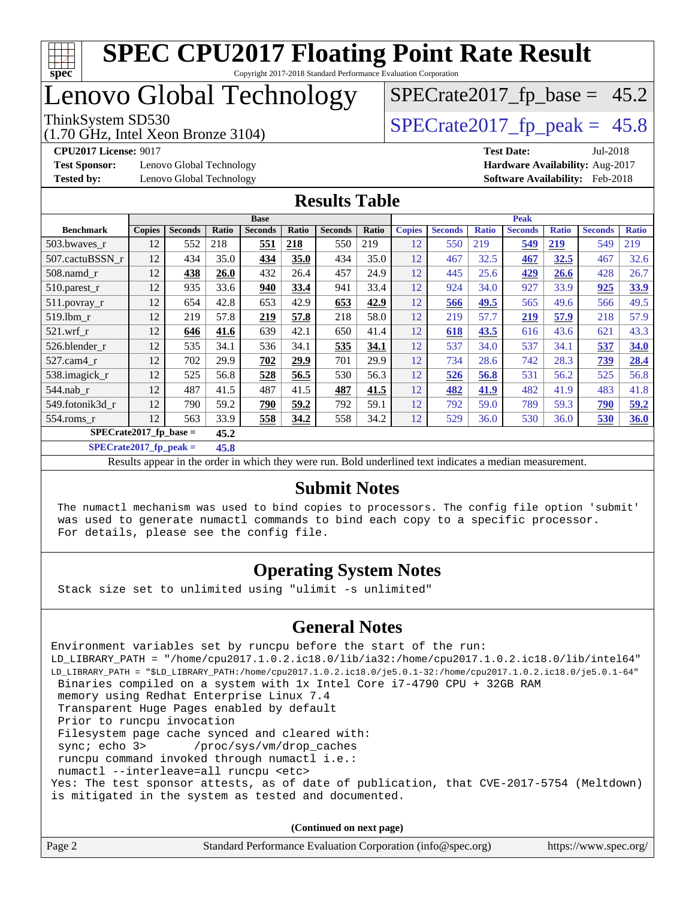# SPEC CPU2017 Floating Point Rate Result

Copyright 2017-2018 Standard Performance Evaluation Corporation

# Lenovo Global Technology

ThinkSystem SD530
(1.70 GHz, Intel Xeon Bronze 3104)

SPECrate2017_fp_base = 45.2

SPECrate2017_fp_peak = 45.8

**CPU2017 License:** 9017
**Test Sponsor:** Lenovo Global Technology
**Tested by:** Lenovo Global Technology

**Test Date:** Jul-2018
**Hardware Availability:** Aug-2017
**Software Availability:** Feb-2018

## Results Table

| Benchmark | Base | | | | | | | Peak | | | | | | |
|---|---|---|---|---|---|---|---|---|---|---|---|---|---|---|
| | Copies | Seconds | Ratio | Seconds | Ratio | Seconds | Ratio | Copies | Seconds | Ratio | Seconds | Ratio | Seconds | Ratio |
| 503.bwaves_r | 12 | 552 | 218 | **551** | **218** | 550 | 219 | 12 | 550 | 219 | **549** | **219** | 549 | 219 |
| 507.cactuBSSN_r | 12 | 434 | 35.0 | **434** | **35.0** | 434 | 35.0 | 12 | 467 | 32.5 | **467** | **32.5** | 467 | 32.6 |
| 508.namd_r | 12 | **438** | **26.0** | 432 | 26.4 | 457 | 24.9 | 12 | 445 | 25.6 | **429** | **26.6** | 428 | 26.7 |
| 510.parest_r | 12 | 935 | 33.6 | **940** | **33.4** | 941 | 33.4 | 12 | 924 | 34.0 | 927 | 33.9 | **925** | **33.9** |
| 511.povray_r | 12 | 654 | 42.8 | 653 | 42.9 | **653** | **42.9** | 12 | **566** | **49.5** | 565 | 49.6 | 566 | 49.5 |
| 519.lbm_r | 12 | 219 | 57.8 | **219** | **57.8** | 218 | 58.0 | 12 | 219 | 57.7 | **219** | **57.9** | 218 | 57.9 |
| 521.wrf_r | 12 | **646** | **41.6** | 639 | 42.1 | 650 | 41.4 | 12 | **618** | **43.5** | 616 | 43.6 | 621 | 43.3 |
| 526.blender_r | 12 | 535 | 34.1 | 536 | 34.1 | **535** | **34.1** | 12 | 537 | 34.0 | 537 | 34.1 | **537** | **34.0** |
| 527.cam4_r | 12 | 702 | 29.9 | **702** | **29.9** | 701 | 29.9 | 12 | 734 | 28.6 | 742 | 28.3 | **739** | **28.4** |
| 538.imagick_r | 12 | 525 | 56.8 | **528** | **56.5** | 530 | 56.3 | 12 | **526** | **56.8** | 531 | 56.2 | 525 | 56.8 |
| 544.nab_r | 12 | 487 | 41.5 | 487 | 41.5 | **487** | **41.5** | 12 | **482** | **41.9** | 482 | 41.9 | 483 | 41.8 |
| 549.fotonik3d_r | 12 | 790 | 59.2 | **790** | **59.2** | 792 | 59.1 | 12 | 792 | 59.0 | 789 | 59.3 | **790** | **59.2** |
| 554.roms_r | 12 | 563 | 33.9 | **558** | **34.2** | 558 | 34.2 | 12 | 529 | 36.0 | 530 | 36.0 | **530** | **36.0** |

SPECrate2017_fp_base = **45.2**

SPECrate2017_fp_peak = **45.8**

Results appear in the order in which they were run. Bold underlined text indicates a median measurement.

## Submit Notes

```
The numactl mechanism was used to bind copies to processors. The config file option 'submit'
was used to generate numactl commands to bind each copy to a specific processor.
For details, please see the config file.
```

## Operating System Notes

```
Stack size set to unlimited using "ulimit -s unlimited"
```

## General Notes

```
Environment variables set by runcpu before the start of the run:
LD_LIBRARY_PATH = "/home/cpu2017.1.0.2.ic18.0/lib/ia32:/home/cpu2017.1.0.2.ic18.0/lib/intel64"
LD_LIBRARY_PATH = "$LD_LIBRARY_PATH:/home/cpu2017.1.0.2.ic18.0/je5.0.1-32:/home/cpu2017.1.0.2.ic18.0/je5.0.1-64"
 Binaries compiled on a system with 1x Intel Core i7-4790 CPU + 32GB RAM
 memory using Redhat Enterprise Linux 7.4
 Transparent Huge Pages enabled by default
 Prior to runcpu invocation
 Filesystem page cache synced and cleared with:
 sync; echo 3>       /proc/sys/vm/drop_caches
 runcpu command invoked through numactl i.e.:
 numactl --interleave=all runcpu <etc>
Yes: The test sponsor attests, as of date of publication, that CVE-2017-5754 (Meltdown)
is mitigated in the system as tested and documented.
```

**(Continued on next page)**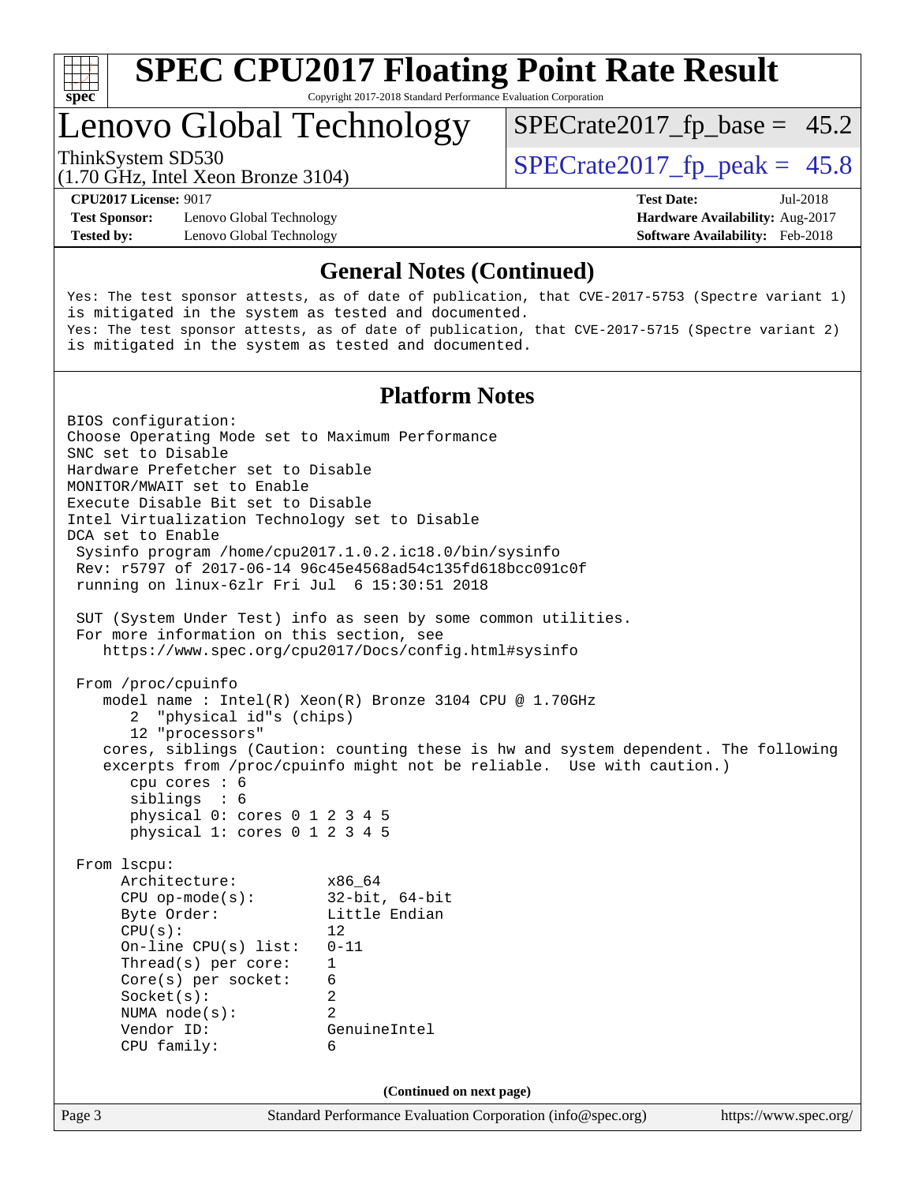# SPEC CPU2017 Floating Point Rate Result

Copyright 2017-2018 Standard Performance Evaluation Corporation

## Lenovo Global Technology

ThinkSystem SD530
(1.70 GHz, Intel Xeon Bronze 3104)

SPECrate2017_fp_base = 45.2

SPECrate2017_fp_peak = 45.8

**CPU2017 License:** 9017
**Test Sponsor:** Lenovo Global Technology
**Tested by:** Lenovo Global Technology

**Test Date:** Jul-2018
**Hardware Availability:** Aug-2017
**Software Availability:** Feb-2018

### General Notes (Continued)

```
Yes: The test sponsor attests, as of date of publication, that CVE-2017-5753 (Spectre variant 1)
is mitigated in the system as tested and documented.
Yes: The test sponsor attests, as of date of publication, that CVE-2017-5715 (Spectre variant 2)
is mitigated in the system as tested and documented.
```

### Platform Notes

```
BIOS configuration:
Choose Operating Mode set to Maximum Performance
SNC set to Disable
Hardware Prefetcher set to Disable
MONITOR/MWAIT set to Enable
Execute Disable Bit set to Disable
Intel Virtualization Technology set to Disable
DCA set to Enable
 Sysinfo program /home/cpu2017.1.0.2.ic18.0/bin/sysinfo
 Rev: r5797 of 2017-06-14 96c45e4568ad54c135fd618bcc091c0f
 running on linux-6zlr Fri Jul  6 15:30:51 2018

 SUT (System Under Test) info as seen by some common utilities.
 For more information on this section, see
    https://www.spec.org/cpu2017/Docs/config.html#sysinfo

 From /proc/cpuinfo
    model name : Intel(R) Xeon(R) Bronze 3104 CPU @ 1.70GHz
       2  "physical id"s (chips)
       12 "processors"
    cores, siblings (Caution: counting these is hw and system dependent. The following
    excerpts from /proc/cpuinfo might not be reliable.  Use with caution.)
       cpu cores : 6
       siblings  : 6
       physical 0: cores 0 1 2 3 4 5
       physical 1: cores 0 1 2 3 4 5

 From lscpu:
      Architecture:          x86_64
      CPU op-mode(s):        32-bit, 64-bit
      Byte Order:            Little Endian
      CPU(s):                12
      On-line CPU(s) list:   0-11
      Thread(s) per core:    1
      Core(s) per socket:    6
      Socket(s):             2
      NUMA node(s):          2
      Vendor ID:             GenuineIntel
      CPU family:            6
```

(Continued on next page)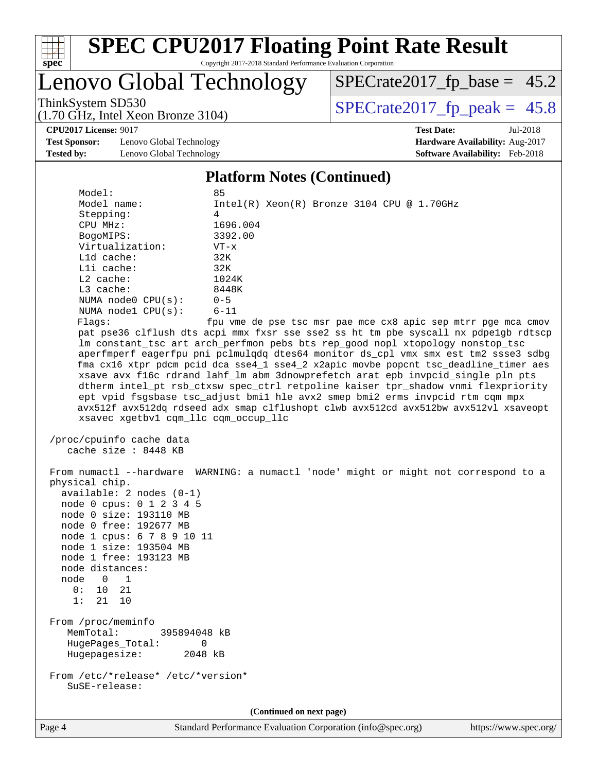## Platform Notes (Continued)

```
     Model:                 85
     Model name:            Intel(R) Xeon(R) Bronze 3104 CPU @ 1.70GHz
     Stepping:              4
     CPU MHz:               1696.004
     BogoMIPS:              3392.00
     Virtualization:        VT-x
     L1d cache:             32K
     L1i cache:             32K
     L2 cache:              1024K
     L3 cache:              8448K
     NUMA node0 CPU(s):     0-5
     NUMA node1 CPU(s):     6-11
     Flags:                 fpu vme de pse tsc msr pae mce cx8 apic sep mtrr pge mca cmov
     pat pse36 clflush dts acpi mmx fxsr sse sse2 ss ht tm pbe syscall nx pdpe1gb rdtscp
     lm constant_tsc art arch_perfmon pebs bts rep_good nopl xtopology nonstop_tsc
     aperfmperf eagerfpu pni pclmulqdq dtes64 monitor ds_cpl vmx smx est tm2 ssse3 sdbg
     fma cx16 xtpr pdcm pcid dca sse4_1 sse4_2 x2apic movbe popcnt tsc_deadline_timer aes
     xsave avx f16c rdrand lahf_lm abm 3dnowprefetch arat epb invpcid_single pln pts
     dtherm intel_pt rsb_ctxsw spec_ctrl retpoline kaiser tpr_shadow vnmi flexpriority
     ept vpid fsgsbase tsc_adjust bmi1 hle avx2 smep bmi2 erms invpcid rtm cqm mpx
     avx512f avx512dq rdseed adx smap clflushopt clwb avx512cd avx512bw avx512vl xsaveopt
     xsavec xgetbv1 cqm_llc cqm_occup_llc

 /proc/cpuinfo cache data
    cache size : 8448 KB

 From numactl --hardware  WARNING: a numactl 'node' might or might not correspond to a
 physical chip.
   available: 2 nodes (0-1)
   node 0 cpus: 0 1 2 3 4 5
   node 0 size: 193110 MB
   node 0 free: 192677 MB
   node 1 cpus: 6 7 8 9 10 11
   node 1 size: 193504 MB
   node 1 free: 193123 MB
   node distances:
   node   0   1
     0:  10  21
     1:  21  10

 From /proc/meminfo
    MemTotal:       395894048 kB
    HugePages_Total:       0
    Hugepagesize:       2048 kB

 From /etc/*release* /etc/*version*
    SuSE-release:
```

(Continued on next page)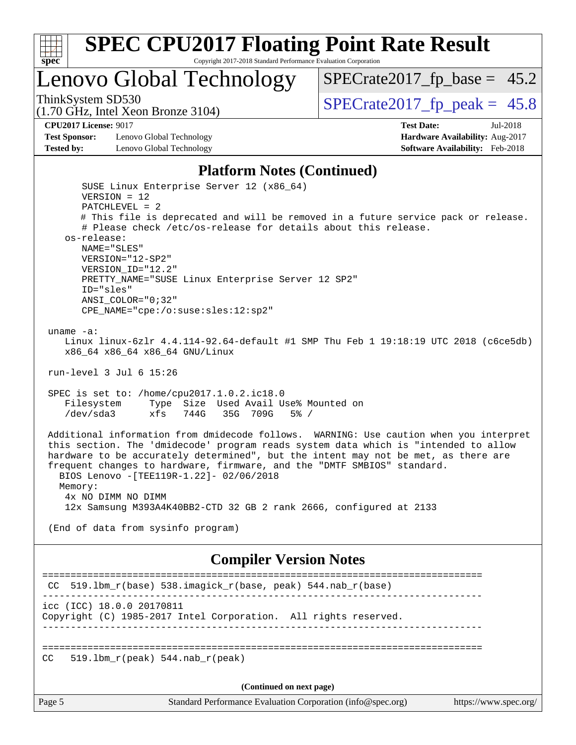## Platform Notes (Continued)

```
      SUSE Linux Enterprise Server 12 (x86_64)
      VERSION = 12
      PATCHLEVEL = 2
      # This file is deprecated and will be removed in a future service pack or release.
      # Please check /etc/os-release for details about this release.
   os-release:
      NAME="SLES"
      VERSION="12-SP2"
      VERSION_ID="12.2"
      PRETTY_NAME="SUSE Linux Enterprise Server 12 SP2"
      ID="sles"
      ANSI_COLOR="0;32"
      CPE_NAME="cpe:/o:suse:sles:12:sp2"

uname -a:
   Linux linux-6zlr 4.4.114-92.64-default #1 SMP Thu Feb 1 19:18:19 UTC 2018 (c6ce5db)
   x86_64 x86_64 x86_64 GNU/Linux

run-level 3 Jul 6 15:26

SPEC is set to: /home/cpu2017.1.0.2.ic18.0
   Filesystem     Type  Size  Used Avail Use% Mounted on
   /dev/sda3      xfs   744G   35G  709G   5% /

Additional information from dmidecode follows.  WARNING: Use caution when you interpret
this section. The 'dmidecode' program reads system data which is "intended to allow
hardware to be accurately determined", but the intent may not be met, as there are
frequent changes to hardware, firmware, and the "DMTF SMBIOS" standard.
  BIOS Lenovo -[TEE119R-1.22]- 02/06/2018
  Memory:
   4x NO DIMM NO DIMM
   12x Samsung M393A4K40BB2-CTD 32 GB 2 rank 2666, configured at 2133

(End of data from sysinfo program)
```

## Compiler Version Notes

```
==============================================================================
 CC  519.lbm_r(base) 538.imagick_r(base, peak) 544.nab_r(base)
------------------------------------------------------------------------------
icc (ICC) 18.0.0 20170811
Copyright (C) 1985-2017 Intel Corporation.  All rights reserved.
------------------------------------------------------------------------------

==============================================================================
CC   519.lbm_r(peak) 544.nab_r(peak)
```

(Continued on next page)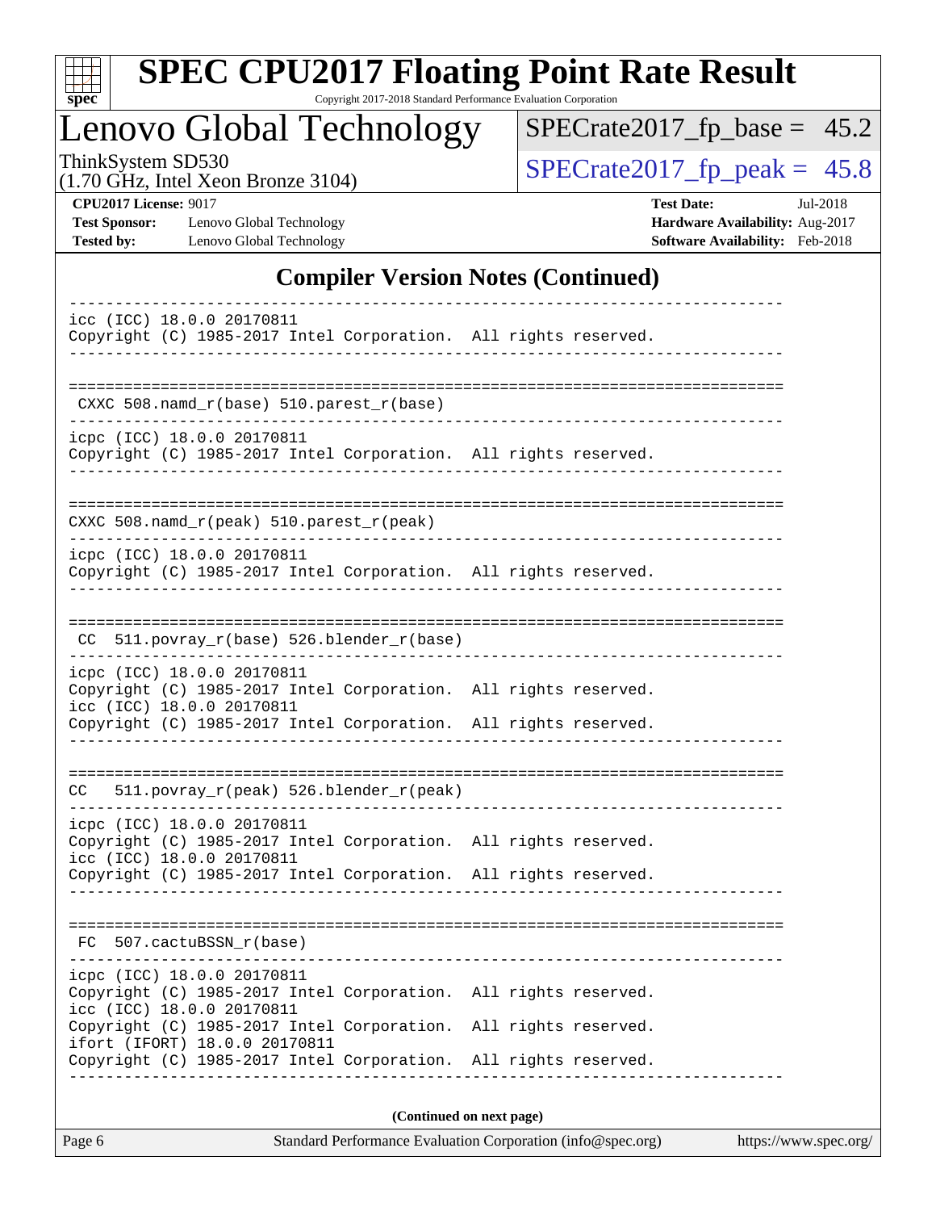## Compiler Version Notes (Continued)

```
------------------------------------------------------------------------------
icc (ICC) 18.0.0 20170811
Copyright (C) 1985-2017 Intel Corporation.  All rights reserved.
------------------------------------------------------------------------------

==============================================================================
 CXXC 508.namd_r(base) 510.parest_r(base)
------------------------------------------------------------------------------
icpc (ICC) 18.0.0 20170811
Copyright (C) 1985-2017 Intel Corporation.  All rights reserved.
------------------------------------------------------------------------------

==============================================================================
CXXC 508.namd_r(peak) 510.parest_r(peak)
------------------------------------------------------------------------------
icpc (ICC) 18.0.0 20170811
Copyright (C) 1985-2017 Intel Corporation.  All rights reserved.
------------------------------------------------------------------------------

==============================================================================
 CC  511.povray_r(base) 526.blender_r(base)
------------------------------------------------------------------------------
icpc (ICC) 18.0.0 20170811
Copyright (C) 1985-2017 Intel Corporation.  All rights reserved.
icc (ICC) 18.0.0 20170811
Copyright (C) 1985-2017 Intel Corporation.  All rights reserved.
------------------------------------------------------------------------------

==============================================================================
CC   511.povray_r(peak) 526.blender_r(peak)
------------------------------------------------------------------------------
icpc (ICC) 18.0.0 20170811
Copyright (C) 1985-2017 Intel Corporation.  All rights reserved.
icc (ICC) 18.0.0 20170811
Copyright (C) 1985-2017 Intel Corporation.  All rights reserved.
------------------------------------------------------------------------------

==============================================================================
 FC  507.cactuBSSN_r(base)
------------------------------------------------------------------------------
icpc (ICC) 18.0.0 20170811
Copyright (C) 1985-2017 Intel Corporation.  All rights reserved.
icc (ICC) 18.0.0 20170811
Copyright (C) 1985-2017 Intel Corporation.  All rights reserved.
ifort (IFORT) 18.0.0 20170811
Copyright (C) 1985-2017 Intel Corporation.  All rights reserved.
------------------------------------------------------------------------------
```

**(Continued on next page)**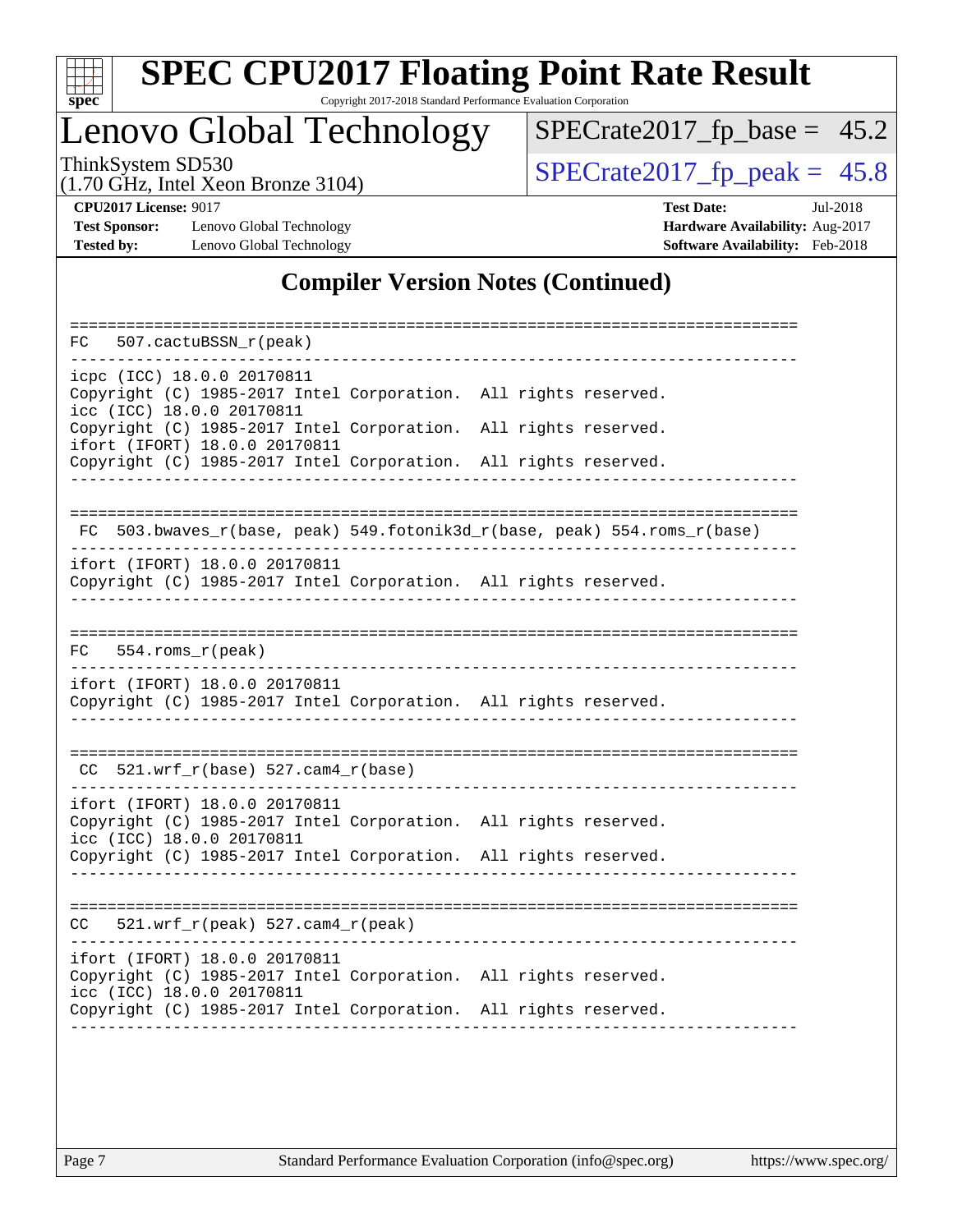## Compiler Version Notes (Continued)

```
==============================================================================
FC   507.cactuBSSN_r(peak)
------------------------------------------------------------------------------
icpc (ICC) 18.0.0 20170811
Copyright (C) 1985-2017 Intel Corporation.  All rights reserved.
icc (ICC) 18.0.0 20170811
Copyright (C) 1985-2017 Intel Corporation.  All rights reserved.
ifort (IFORT) 18.0.0 20170811
Copyright (C) 1985-2017 Intel Corporation.  All rights reserved.
------------------------------------------------------------------------------

==============================================================================
 FC  503.bwaves_r(base, peak) 549.fotonik3d_r(base, peak) 554.roms_r(base)
------------------------------------------------------------------------------
ifort (IFORT) 18.0.0 20170811
Copyright (C) 1985-2017 Intel Corporation.  All rights reserved.
------------------------------------------------------------------------------

==============================================================================
FC   554.roms_r(peak)
------------------------------------------------------------------------------
ifort (IFORT) 18.0.0 20170811
Copyright (C) 1985-2017 Intel Corporation.  All rights reserved.
------------------------------------------------------------------------------

==============================================================================
 CC  521.wrf_r(base) 527.cam4_r(base)
------------------------------------------------------------------------------
ifort (IFORT) 18.0.0 20170811
Copyright (C) 1985-2017 Intel Corporation.  All rights reserved.
icc (ICC) 18.0.0 20170811
Copyright (C) 1985-2017 Intel Corporation.  All rights reserved.
------------------------------------------------------------------------------

==============================================================================
CC   521.wrf_r(peak) 527.cam4_r(peak)
------------------------------------------------------------------------------
ifort (IFORT) 18.0.0 20170811
Copyright (C) 1985-2017 Intel Corporation.  All rights reserved.
icc (ICC) 18.0.0 20170811
Copyright (C) 1985-2017 Intel Corporation.  All rights reserved.
------------------------------------------------------------------------------
```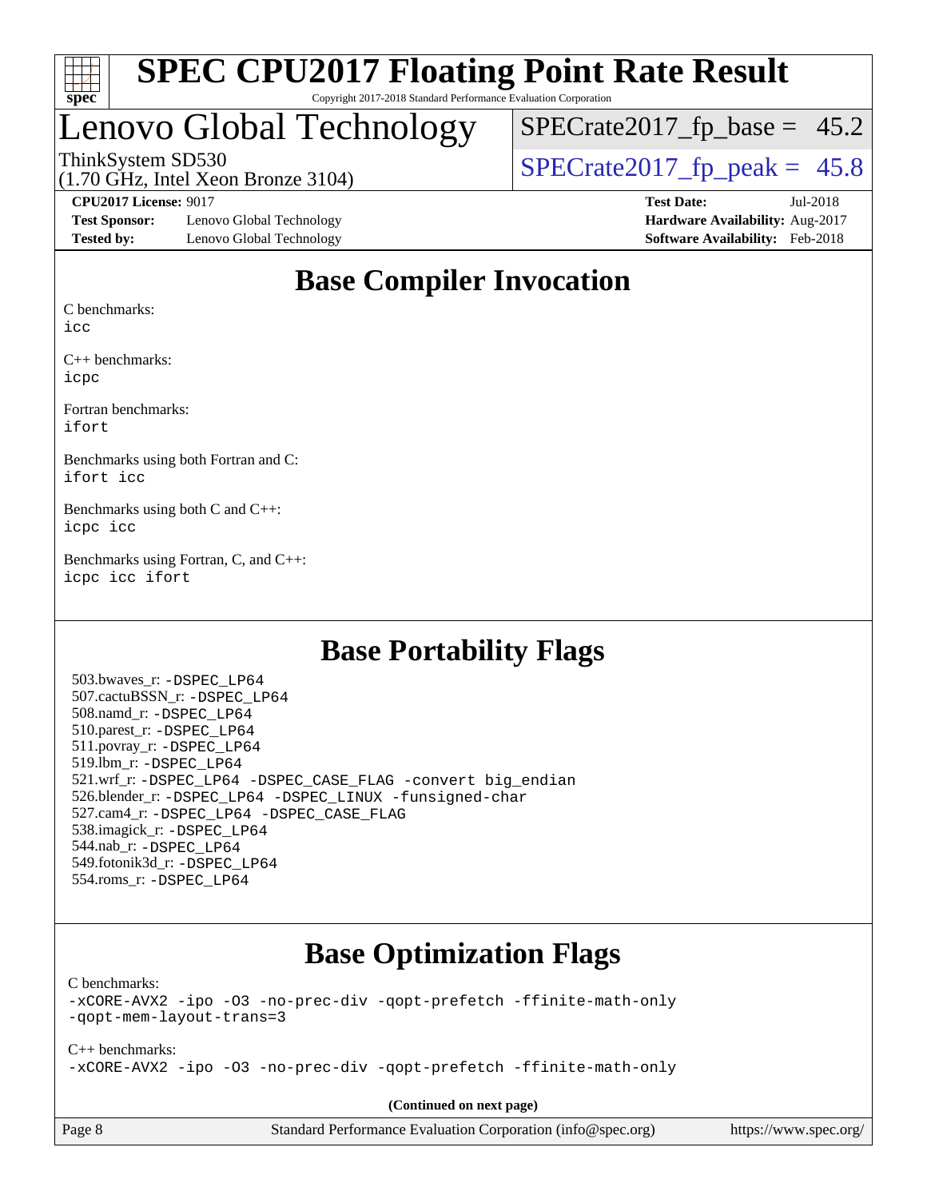# SPEC CPU2017 Floating Point Rate Result

Copyright 2017-2018 Standard Performance Evaluation Corporation

## Lenovo Global Technology

ThinkSystem SD530
(1.70 GHz, Intel Xeon Bronze 3104)

SPECrate2017_fp_base = 45.2

SPECrate2017_fp_peak = 45.8

**CPU2017 License:** 9017
**Test Sponsor:** Lenovo Global Technology
**Tested by:** Lenovo Global Technology

**Test Date:** Jul-2018
**Hardware Availability:** Aug-2017
**Software Availability:** Feb-2018

## Base Compiler Invocation

C benchmarks:
icc

C++ benchmarks:
icpc

Fortran benchmarks:
ifort

Benchmarks using both Fortran and C:
ifort icc

Benchmarks using both C and C++:
icpc icc

Benchmarks using Fortran, C, and C++:
icpc icc ifort

## Base Portability Flags

503.bwaves_r: -DSPEC_LP64
507.cactuBSSN_r: -DSPEC_LP64
508.namd_r: -DSPEC_LP64
510.parest_r: -DSPEC_LP64
511.povray_r: -DSPEC_LP64
519.lbm_r: -DSPEC_LP64
521.wrf_r: -DSPEC_LP64 -DSPEC_CASE_FLAG -convert big_endian
526.blender_r: -DSPEC_LP64 -DSPEC_LINUX -funsigned-char
527.cam4_r: -DSPEC_LP64 -DSPEC_CASE_FLAG
538.imagick_r: -DSPEC_LP64
544.nab_r: -DSPEC_LP64
549.fotonik3d_r: -DSPEC_LP64
554.roms_r: -DSPEC_LP64

## Base Optimization Flags

C benchmarks:
-xCORE-AVX2 -ipo -O3 -no-prec-div -qopt-prefetch -ffinite-math-only
-qopt-mem-layout-trans=3

C++ benchmarks:
-xCORE-AVX2 -ipo -O3 -no-prec-div -qopt-prefetch -ffinite-math-only

**(Continued on next page)**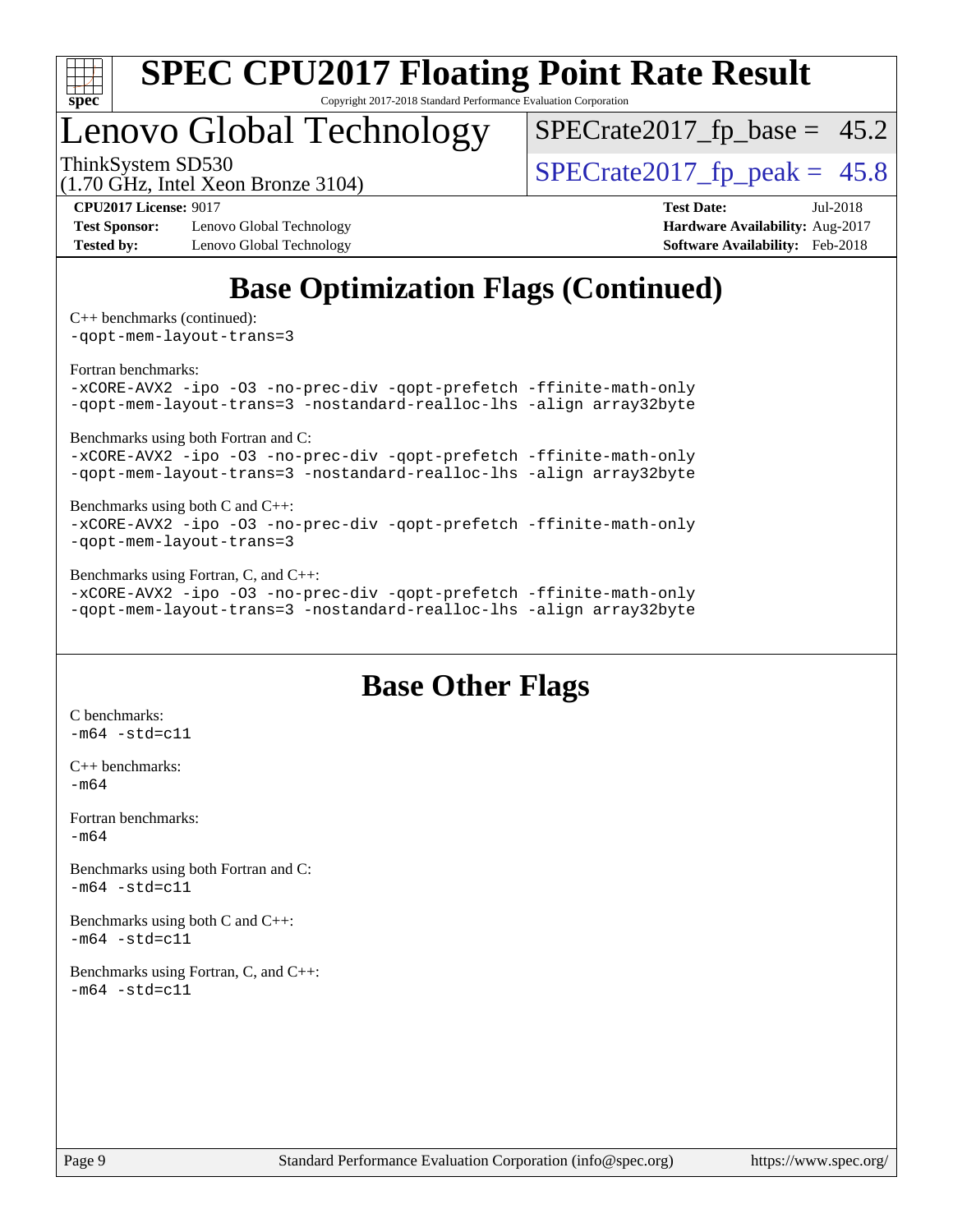# Base Optimization Flags (Continued)

C++ benchmarks (continued):
-qopt-mem-layout-trans=3

Fortran benchmarks:
-xCORE-AVX2 -ipo -O3 -no-prec-div -qopt-prefetch -ffinite-math-only
-qopt-mem-layout-trans=3 -nostandard-realloc-lhs -align array32byte

Benchmarks using both Fortran and C:
-xCORE-AVX2 -ipo -O3 -no-prec-div -qopt-prefetch -ffinite-math-only
-qopt-mem-layout-trans=3 -nostandard-realloc-lhs -align array32byte

Benchmarks using both C and C++:
-xCORE-AVX2 -ipo -O3 -no-prec-div -qopt-prefetch -ffinite-math-only
-qopt-mem-layout-trans=3

Benchmarks using Fortran, C, and C++:
-xCORE-AVX2 -ipo -O3 -no-prec-div -qopt-prefetch -ffinite-math-only
-qopt-mem-layout-trans=3 -nostandard-realloc-lhs -align array32byte

# Base Other Flags

C benchmarks:
-m64 -std=c11

C++ benchmarks:
-m64

Fortran benchmarks:
-m64

Benchmarks using both Fortran and C:
-m64 -std=c11

Benchmarks using both C and C++:
-m64 -std=c11

Benchmarks using Fortran, C, and C++:
-m64 -std=c11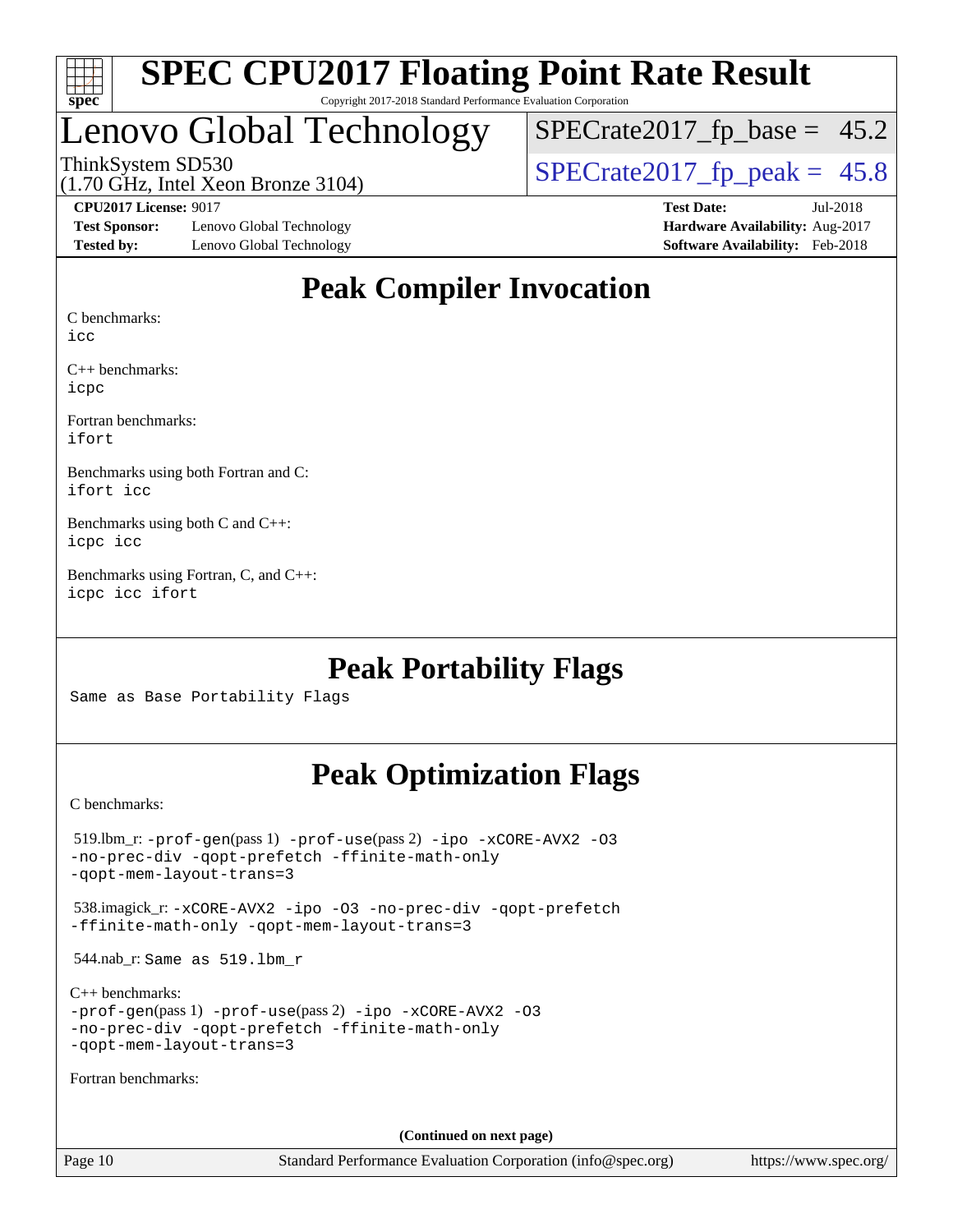# Peak Compiler Invocation

C benchmarks:
icc

C++ benchmarks:
icpc

Fortran benchmarks:
ifort

Benchmarks using both Fortran and C:
ifort icc

Benchmarks using both C and C++:
icpc icc

Benchmarks using Fortran, C, and C++:
icpc icc ifort

# Peak Portability Flags

Same as Base Portability Flags

# Peak Optimization Flags

C benchmarks:

519.lbm_r: -prof-gen(pass 1) -prof-use(pass 2) -ipo -xCORE-AVX2 -O3 -no-prec-div -qopt-prefetch -ffinite-math-only -qopt-mem-layout-trans=3

538.imagick_r: -xCORE-AVX2 -ipo -O3 -no-prec-div -qopt-prefetch -ffinite-math-only -qopt-mem-layout-trans=3

544.nab_r: Same as 519.lbm_r

C++ benchmarks:
-prof-gen(pass 1) -prof-use(pass 2) -ipo -xCORE-AVX2 -O3 -no-prec-div -qopt-prefetch -ffinite-math-only -qopt-mem-layout-trans=3

Fortran benchmarks:

**(Continued on next page)**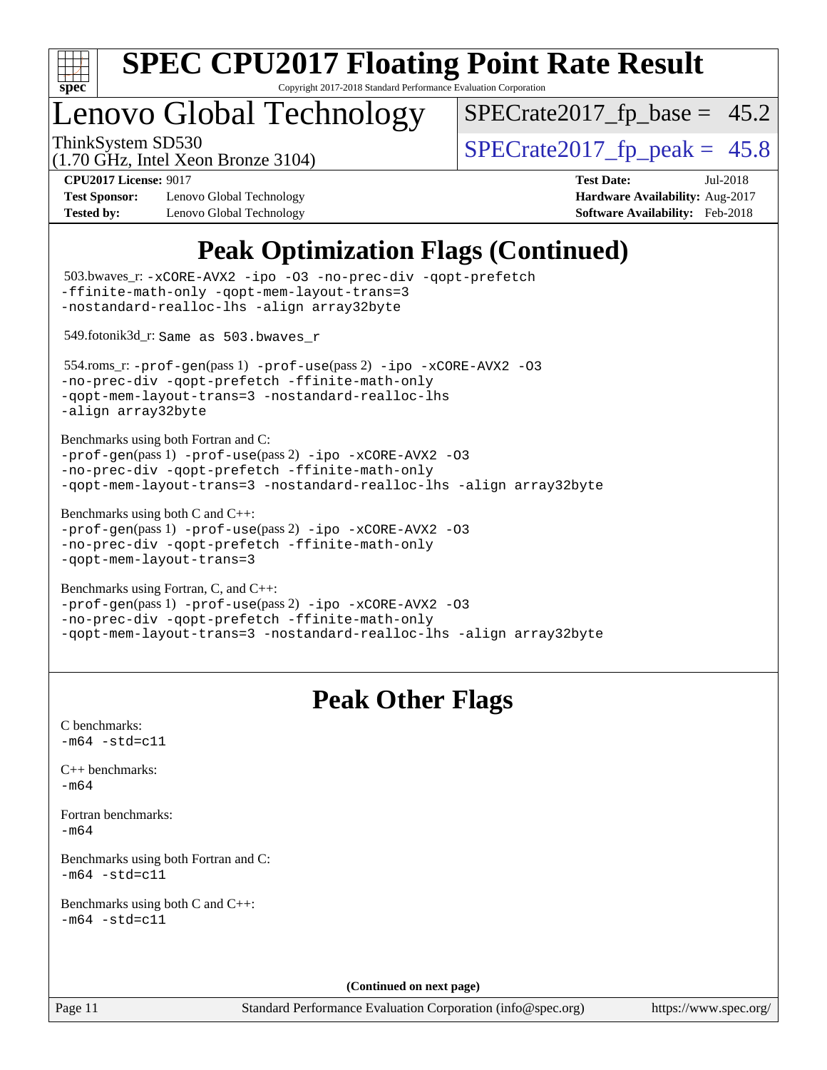# SPEC CPU2017 Floating Point Rate Result

Copyright 2017-2018 Standard Performance Evaluation Corporation

## Lenovo Global Technology

ThinkSystem SD530
(1.70 GHz, Intel Xeon Bronze 3104)

SPECrate2017_fp_base = 45.2

SPECrate2017_fp_peak = 45.8

**CPU2017 License:** 9017
**Test Sponsor:** Lenovo Global Technology
**Tested by:** Lenovo Global Technology

**Test Date:** Jul-2018
**Hardware Availability:** Aug-2017
**Software Availability:** Feb-2018

## Peak Optimization Flags (Continued)

503.bwaves_r: -xCORE-AVX2 -ipo -O3 -no-prec-div -qopt-prefetch -ffinite-math-only -qopt-mem-layout-trans=3 -nostandard-realloc-lhs -align array32byte

549.fotonik3d_r: Same as 503.bwaves_r

554.roms_r: -prof-gen(pass 1) -prof-use(pass 2) -ipo -xCORE-AVX2 -O3 -no-prec-div -qopt-prefetch -ffinite-math-only -qopt-mem-layout-trans=3 -nostandard-realloc-lhs -align array32byte

Benchmarks using both Fortran and C:
-prof-gen(pass 1) -prof-use(pass 2) -ipo -xCORE-AVX2 -O3 -no-prec-div -qopt-prefetch -ffinite-math-only -qopt-mem-layout-trans=3 -nostandard-realloc-lhs -align array32byte

Benchmarks using both C and C++:
-prof-gen(pass 1) -prof-use(pass 2) -ipo -xCORE-AVX2 -O3 -no-prec-div -qopt-prefetch -ffinite-math-only -qopt-mem-layout-trans=3

Benchmarks using Fortran, C, and C++:
-prof-gen(pass 1) -prof-use(pass 2) -ipo -xCORE-AVX2 -O3 -no-prec-div -qopt-prefetch -ffinite-math-only -qopt-mem-layout-trans=3 -nostandard-realloc-lhs -align array32byte

## Peak Other Flags

C benchmarks:
-m64 -std=c11

C++ benchmarks:
-m64

Fortran benchmarks:
-m64

Benchmarks using both Fortran and C:
-m64 -std=c11

Benchmarks using both C and C++:
-m64 -std=c11

**(Continued on next page)**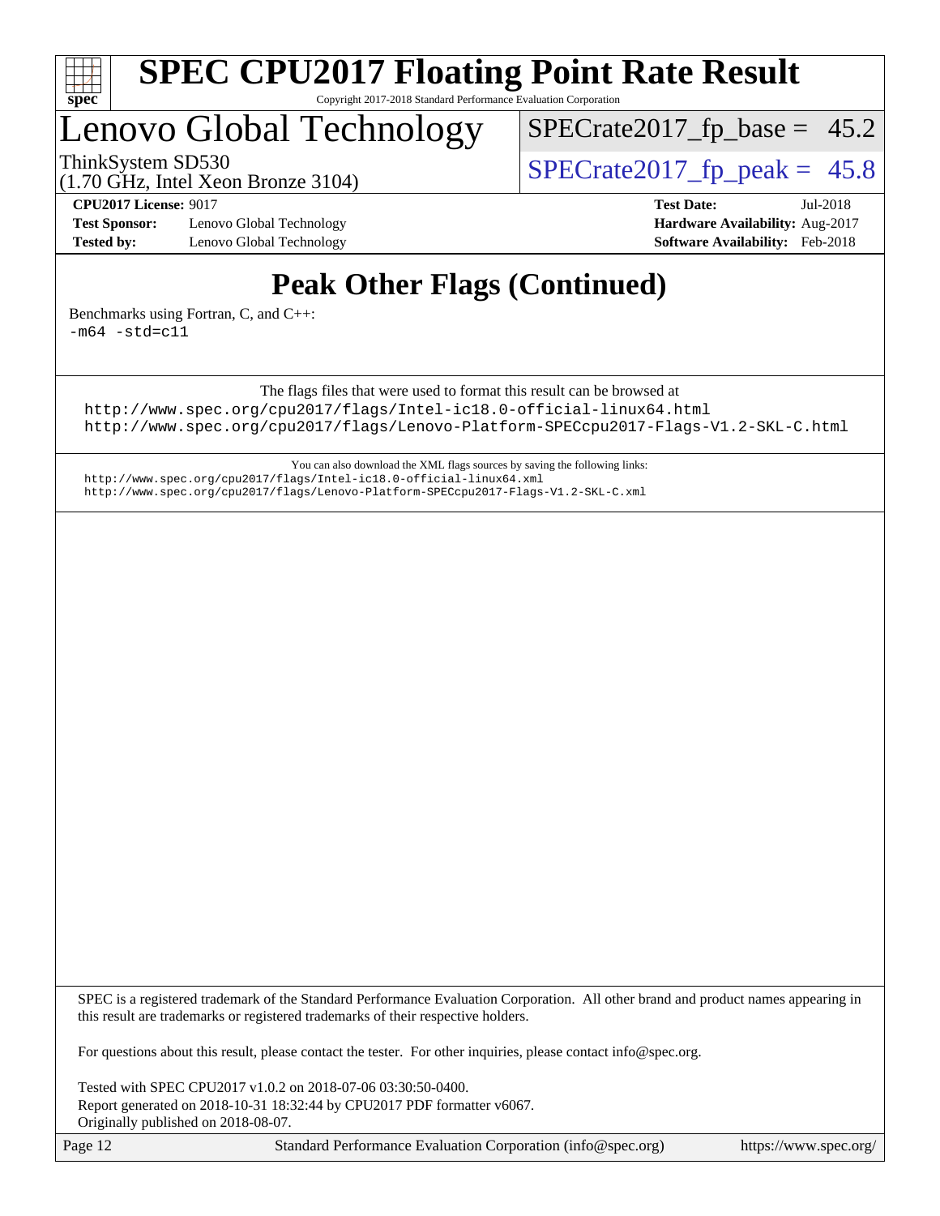# Peak Other Flags (Continued)

Benchmarks using Fortran, C, and C++:
-m64 -std=c11

The flags files that were used to format this result can be browsed at
http://www.spec.org/cpu2017/flags/Intel-ic18.0-official-linux64.html
http://www.spec.org/cpu2017/flags/Lenovo-Platform-SPECcpu2017-Flags-V1.2-SKL-C.html

You can also download the XML flags sources by saving the following links:
http://www.spec.org/cpu2017/flags/Intel-ic18.0-official-linux64.xml
http://www.spec.org/cpu2017/flags/Lenovo-Platform-SPECcpu2017-Flags-V1.2-SKL-C.xml

SPEC is a registered trademark of the Standard Performance Evaluation Corporation. All other brand and product names appearing in this result are trademarks or registered trademarks of their respective holders.

For questions about this result, please contact the tester. For other inquiries, please contact info@spec.org.

Tested with SPEC CPU2017 v1.0.2 on 2018-07-06 03:30:50-0400.
Report generated on 2018-10-31 18:32:44 by CPU2017 PDF formatter v6067.
Originally published on 2018-08-07.